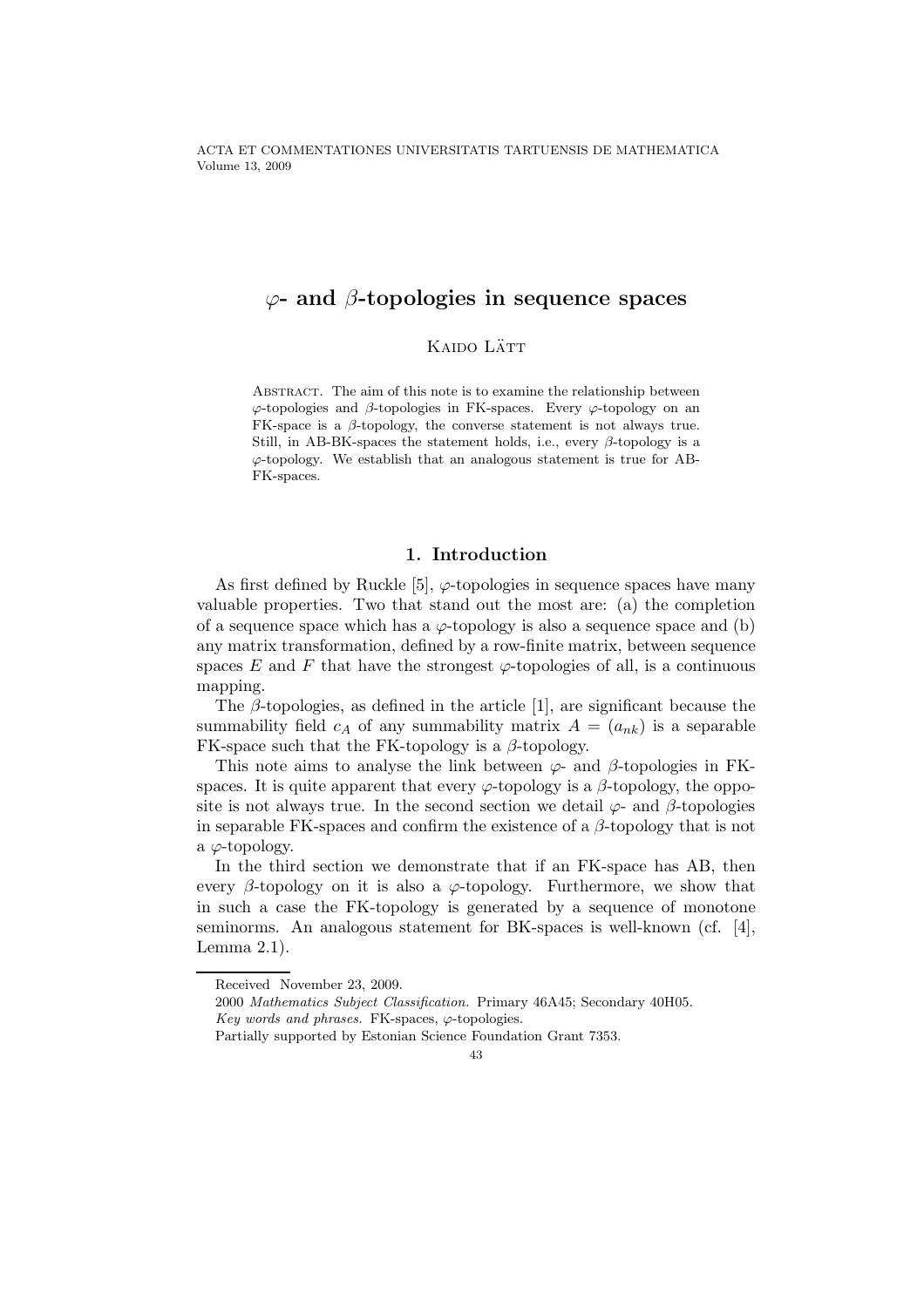# $\varphi$- and $\beta$-topologies in sequence spaces

Kaido Lätt

Abstract. The aim of this note is to examine the relationship between $\varphi$-topologies and $\beta$-topologies in FK-spaces. Every $\varphi$-topology on an FK-space is a $\beta$-topology, the converse statement is not always true. Still, in AB-BK-spaces the statement holds, i.e., every $\beta$-topology is a $\varphi$-topology. We establish that an analogous statement is true for AB-FK-spaces.

## 1. Introduction

As first defined by Ruckle [5], $\varphi$-topologies in sequence spaces have many valuable properties. Two that stand out the most are: (a) the completion of a sequence space which has a $\varphi$-topology is also a sequence space and (b) any matrix transformation, defined by a row-finite matrix, between sequence spaces $E$ and $F$ that have the strongest $\varphi$-topologies of all, is a continuous mapping.

The $\beta$-topologies, as defined in the article [1], are significant because the summability field $c_A$ of any summability matrix $A = (a_{nk})$ is a separable FK-space such that the FK-topology is a $\beta$-topology.

This note aims to analyse the link between $\varphi$- and $\beta$-topologies in FK-spaces. It is quite apparent that every $\varphi$-topology is a $\beta$-topology, the opposite is not always true. In the second section we detail $\varphi$- and $\beta$-topologies in separable FK-spaces and confirm the existence of a $\beta$-topology that is not a $\varphi$-topology.

In the third section we demonstrate that if an FK-space has AB, then every $\beta$-topology on it is also a $\varphi$-topology. Furthermore, we show that in such a case the FK-topology is generated by a sequence of monotone seminorms. An analogous statement for BK-spaces is well-known (cf. [4], Lemma 2.1).

Received November 23, 2009.

2000 *Mathematics Subject Classification.* Primary 46A45; Secondary 40H05.

*Key words and phrases.* FK-spaces, $\varphi$-topologies.

Partially supported by Estonian Science Foundation Grant 7353.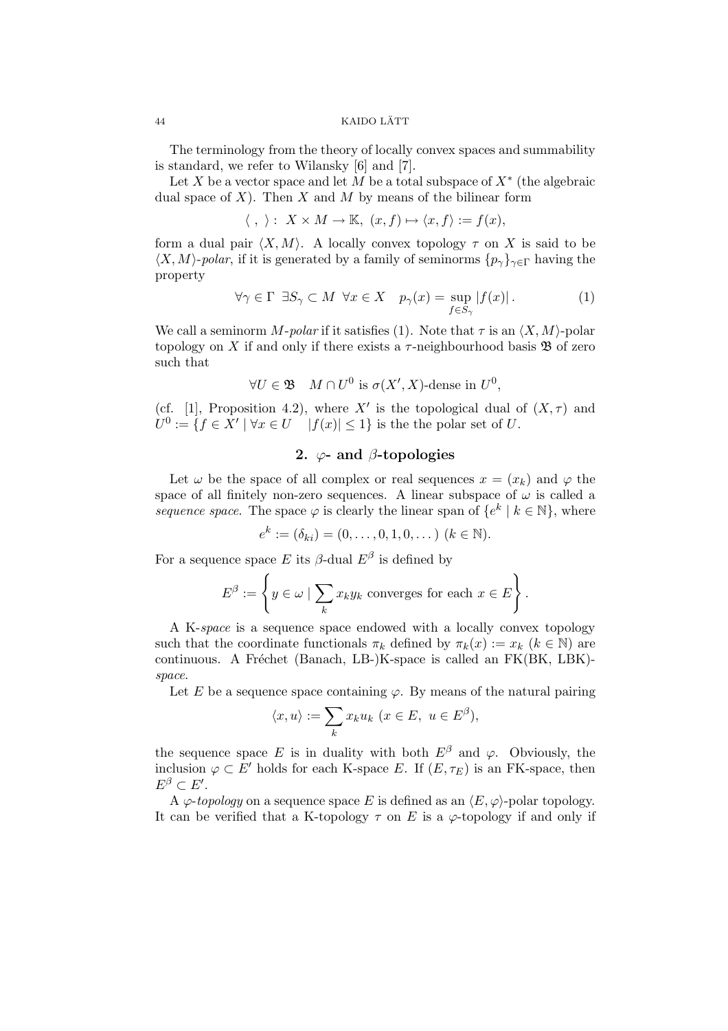The terminology from the theory of locally convex spaces and summability is standard, we refer to Wilansky [6] and [7].

Let $X$ be a vector space and let $M$ be a total subspace of $X^*$ (the algebraic dual space of $X$). Then $X$ and $M$ by means of the bilinear form

$$\langle\ ,\ \rangle:\ X \times M \to \mathbb{K},\ (x,f) \mapsto \langle x, f\rangle := f(x),$$

form a dual pair $\langle X, M\rangle$. A locally convex topology $\tau$ on $X$ is said to be $\langle X, M\rangle$*-polar*, if it is generated by a family of seminorms $\{p_\gamma\}_{\gamma\in\Gamma}$ having the property

$$\forall \gamma \in \Gamma\ \ \exists S_\gamma \subset M\ \ \forall x \in X \quad p_\gamma(x) = \sup_{f\in S_\gamma} |f(x)|\,. \tag{1}$$

We call a seminorm $M$*-polar* if it satisfies (1). Note that $\tau$ is an $\langle X, M\rangle$-polar topology on $X$ if and only if there exists a $\tau$-neighbourhood basis $\mathfrak{B}$ of zero such that

$$\forall U \in \mathfrak{B} \quad M \cap U^0 \text{ is } \sigma(X', X)\text{-dense in } U^0,$$

(cf. [1], Proposition 4.2), where $X'$ is the topological dual of $(X, \tau)$ and $U^0 := \{f \in X' \mid \forall x \in U \quad |f(x)| \le 1\}$ is the the polar set of $U$.

## 2. $\varphi$- and $\beta$-topologies

Let $\omega$ be the space of all complex or real sequences $x = (x_k)$ and $\varphi$ the space of all finitely non-zero sequences. A linear subspace of $\omega$ is called a *sequence space*. The space $\varphi$ is clearly the linear span of $\{e^k \mid k \in \mathbb{N}\}$, where

$$e^k := (\delta_{ki}) = (0, \dots, 0, 1, 0, \dots)\ (k \in \mathbb{N}).$$

For a sequence space $E$ its $\beta$-dual $E^\beta$ is defined by

$$E^\beta := \left\{ y \in \omega \mid \sum_k x_k y_k \text{ converges for each } x \in E \right\}.$$

A K-*space* is a sequence space endowed with a locally convex topology such that the coordinate functionals $\pi_k$ defined by $\pi_k(x) := x_k$ $(k \in \mathbb{N})$ are continuous. A Fréchet (Banach, LB-)K-space is called an FK(BK, LBK)-*space*.

Let $E$ be a sequence space containing $\varphi$. By means of the natural pairing

$$\langle x, u\rangle := \sum_k x_k u_k\ (x \in E,\ u \in E^\beta),$$

the sequence space $E$ is in duality with both $E^\beta$ and $\varphi$. Obviously, the inclusion $\varphi \subset E'$ holds for each K-space $E$. If $(E, \tau_E)$ is an FK-space, then $E^\beta \subset E'$.

A $\varphi$*-topology* on a sequence space $E$ is defined as an $\langle E, \varphi\rangle$-polar topology. It can be verified that a K-topology $\tau$ on $E$ is a $\varphi$-topology if and only if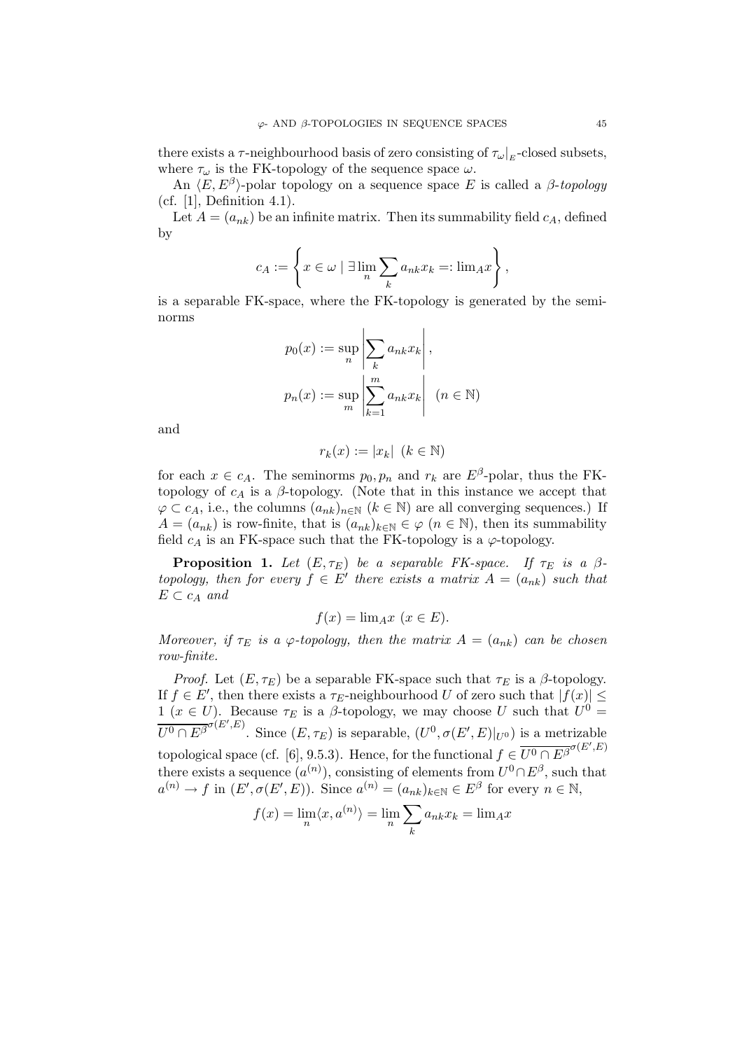there exists a $\tau$-neighbourhood basis of zero consisting of $\tau_\omega|_E$-closed subsets, where $\tau_\omega$ is the FK-topology of the sequence space $\omega$.

An $\langle E, E^\beta\rangle$-polar topology on a sequence space $E$ is called a *$\beta$-topology* (cf. [1], Definition 4.1).

Let $A = (a_{nk})$ be an infinite matrix. Then its summability field $c_A$, defined by

$$c_A := \left\{ x \in \omega \mid \exists \lim_n \sum_k a_{nk} x_k =: \lim_A x \right\},$$

is a separable FK-space, where the FK-topology is generated by the seminorms

$$p_0(x) := \sup_n \left| \sum_k a_{nk} x_k \right|,$$

$$p_n(x) := \sup_m \left| \sum_{k=1}^m a_{nk} x_k \right| \quad (n \in \mathbb{N})$$

and

$$r_k(x) := |x_k| \quad (k \in \mathbb{N})$$

for each $x \in c_A$. The seminorms $p_0, p_n$ and $r_k$ are $E^\beta$-polar, thus the FK-topology of $c_A$ is a $\beta$-topology. (Note that in this instance we accept that $\varphi \subset c_A$, i.e., the columns $(a_{nk})_{n\in\mathbb{N}}$ $(k \in \mathbb{N})$ are all converging sequences.) If $A = (a_{nk})$ is row-finite, that is $(a_{nk})_{k\in\mathbb{N}} \in \varphi$ $(n \in \mathbb{N})$, then its summability field $c_A$ is an FK-space such that the FK-topology is a $\varphi$-topology.

**Proposition 1.** *Let $(E, \tau_E)$ be a separable FK-space. If $\tau_E$ is a $\beta$-topology, then for every $f \in E'$ there exists a matrix $A = (a_{nk})$ such that $E \subset c_A$ and*

$$f(x) = \lim_A x \ (x \in E).$$

*Moreover, if $\tau_E$ is a $\varphi$-topology, then the matrix $A = (a_{nk})$ can be chosen row-finite.*

*Proof.* Let $(E, \tau_E)$ be a separable FK-space such that $\tau_E$ is a $\beta$-topology. If $f \in E'$, then there exists a $\tau_E$-neighbourhood $U$ of zero such that $|f(x)| \leq 1$ $(x \in U)$. Because $\tau_E$ is a $\beta$-topology, we may choose $U$ such that $U^0 = \overline{U^0 \cap E^\beta}^{\sigma(E',E)}$. Since $(E, \tau_E)$ is separable, $(U^0, \sigma(E', E)|_{U^0})$ is a metrizable topological space (cf. [6], 9.5.3). Hence, for the functional $f \in \overline{U^0 \cap E^\beta}^{\sigma(E',E)}$ there exists a sequence $(a^{(n)})$, consisting of elements from $U^0 \cap E^\beta$, such that $a^{(n)} \to f$ in $(E', \sigma(E', E))$. Since $a^{(n)} = (a_{nk})_{k\in\mathbb{N}} \in E^\beta$ for every $n \in \mathbb{N}$,

$$f(x) = \lim_n \langle x, a^{(n)}\rangle = \lim_n \sum_k a_{nk} x_k = \lim_A x$$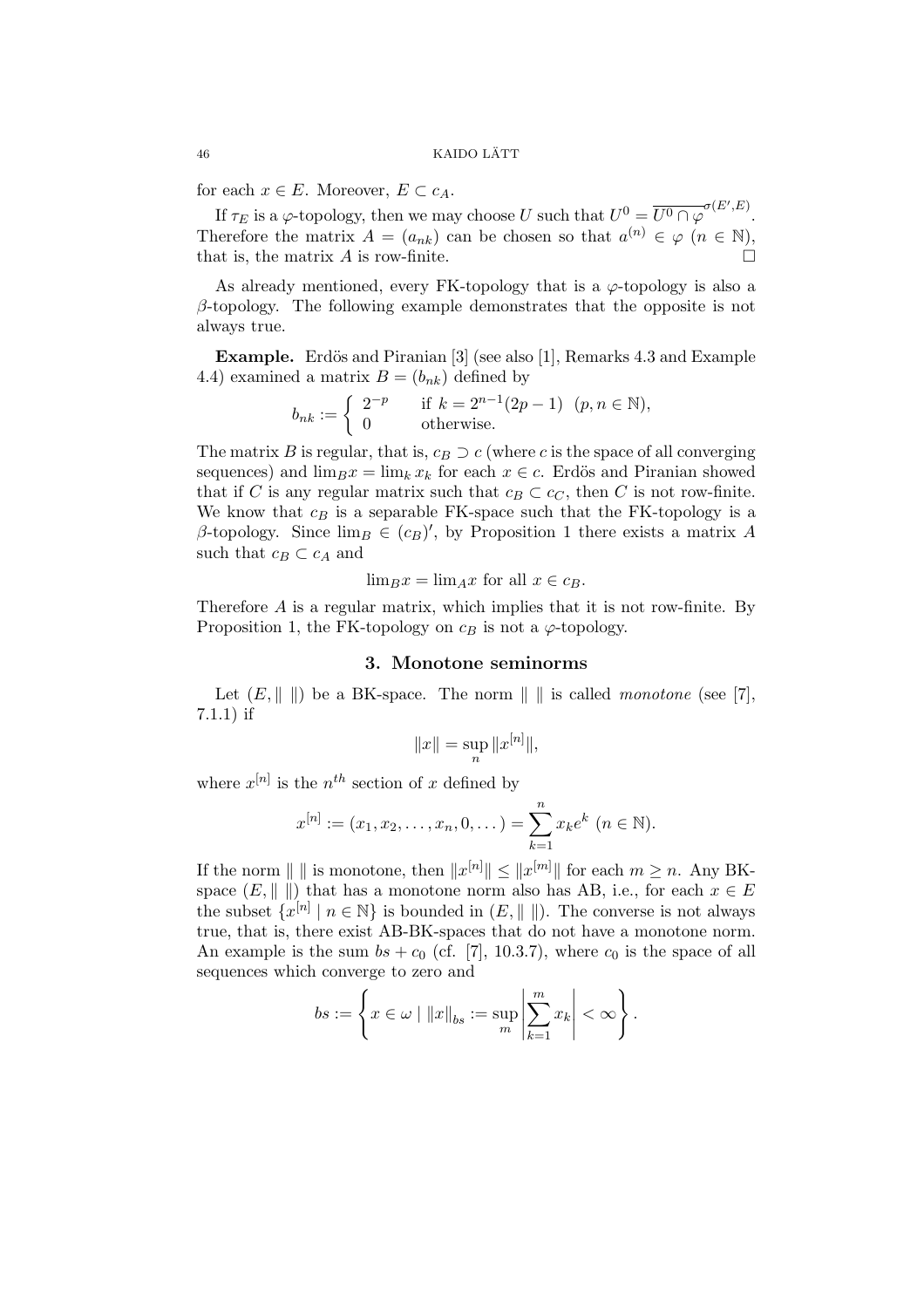for each $x \in E$. Moreover, $E \subset c_A$.

If $\tau_E$ is a $\varphi$-topology, then we may choose $U$ such that $U^0 = \overline{U^0 \cap \varphi}^{\sigma(E',E)}$. Therefore the matrix $A = (a_{nk})$ can be chosen so that $a^{(n)} \in \varphi$ $(n \in \mathbb{N})$, that is, the matrix $A$ is row-finite. $\square$

As already mentioned, every FK-topology that is a $\varphi$-topology is also a $\beta$-topology. The following example demonstrates that the opposite is not always true.

**Example.** Erdös and Piranian [3] (see also [1], Remarks 4.3 and Example 4.4) examined a matrix $B = (b_{nk})$ defined by

$$b_{nk} := \begin{cases} 2^{-p} & \text{if } k = 2^{n-1}(2p-1) \;\; (p, n \in \mathbb{N}), \\ 0 & \text{otherwise.} \end{cases}$$

The matrix $B$ is regular, that is, $c_B \supset c$ (where $c$ is the space of all converging sequences) and $\lim_B x = \lim_k x_k$ for each $x \in c$. Erdös and Piranian showed that if $C$ is any regular matrix such that $c_B \subset c_C$, then $C$ is not row-finite. We know that $c_B$ is a separable FK-space such that the FK-topology is a $\beta$-topology. Since $\lim_B \in (c_B)'$, by Proposition 1 there exists a matrix $A$ such that $c_B \subset c_A$ and

$$\lim_B x = \lim_A x \text{ for all } x \in c_B.$$

Therefore $A$ is a regular matrix, which implies that it is not row-finite. By Proposition 1, the FK-topology on $c_B$ is not a $\varphi$-topology.

## 3. Monotone seminorms

Let $(E, \| \,\|)$ be a BK-space. The norm $\| \,\|$ is called *monotone* (see [7], 7.1.1) if

$$\|x\| = \sup_n \|x^{[n]}\|,$$

where $x^{[n]}$ is the $n^{th}$ section of $x$ defined by

$$x^{[n]} := (x_1, x_2, \ldots, x_n, 0, \ldots) = \sum_{k=1}^{n} x_k e^k \;\; (n \in \mathbb{N}).$$

If the norm $\| \,\|$ is monotone, then $\|x^{[n]}\| \leq \|x^{[m]}\|$ for each $m \geq n$. Any BK-space $(E, \| \,\|)$ that has a monotone norm also has AB, i.e., for each $x \in E$ the subset $\{x^{[n]} \mid n \in \mathbb{N}\}$ is bounded in $(E, \| \,\|)$. The converse is not always true, that is, there exist AB-BK-spaces that do not have a monotone norm. An example is the sum $bs + c_0$ (cf. [7], 10.3.7), where $c_0$ is the space of all sequences which converge to zero and

$$bs := \left\{ x \in \omega \mid \|x\|_{bs} := \sup_m \left| \sum_{k=1}^{m} x_k \right| < \infty \right\}.$$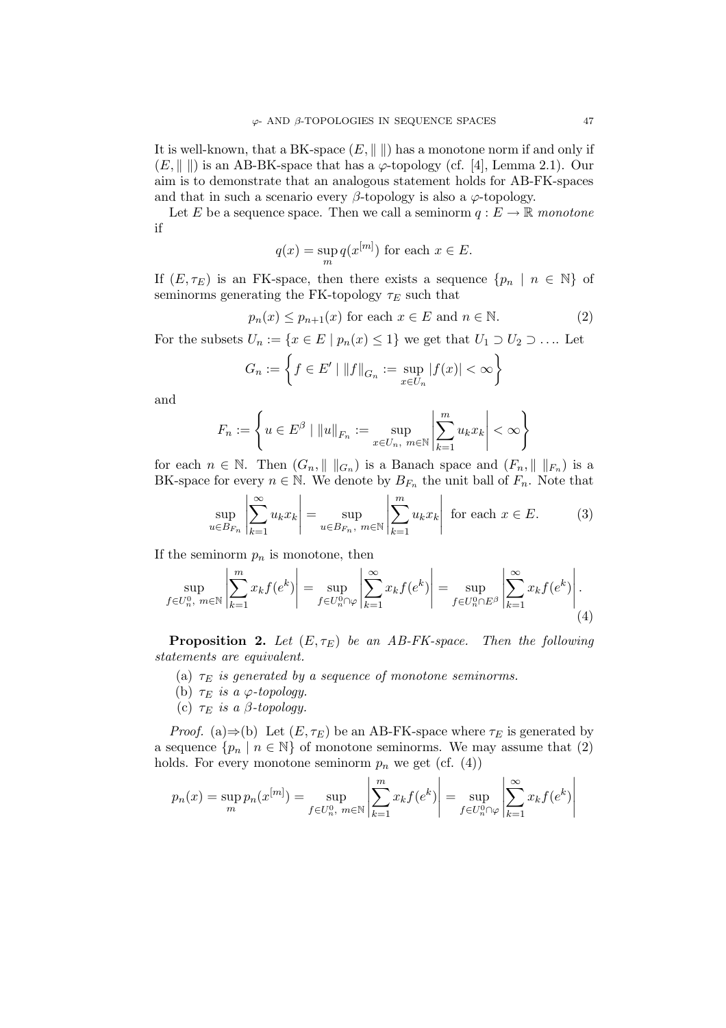It is well-known, that a BK-space $(E, \| \ \|)$ has a monotone norm if and only if $(E, \| \ \|)$ is an AB-BK-space that has a $\varphi$-topology (cf. [4], Lemma 2.1). Our aim is to demonstrate that an analogous statement holds for AB-FK-spaces and that in such a scenario every $\beta$-topology is also a $\varphi$-topology.

Let $E$ be a sequence space. Then we call a seminorm $q : E \to \mathbb{R}$ *monotone* if

$$q(x) = \sup_m q(x^{[m]}) \text{ for each } x \in E.$$

If $(E, \tau_E)$ is an FK-space, then there exists a sequence $\{p_n \mid n \in \mathbb{N}\}$ of seminorms generating the FK-topology $\tau_E$ such that

$$p_n(x) \le p_{n+1}(x) \text{ for each } x \in E \text{ and } n \in \mathbb{N}. \tag{2}$$

For the subsets $U_n := \{x \in E \mid p_n(x) \le 1\}$ we get that $U_1 \supset U_2 \supset \ldots$. Let

$$G_n := \left\{ f \in E' \mid \|f\|_{G_n} := \sup_{x \in U_n} |f(x)| < \infty \right\}$$

and

$$F_n := \left\{ u \in E^\beta \mid \|u\|_{F_n} := \sup_{x \in U_n,\ m \in \mathbb{N}} \left| \sum_{k=1}^{m} u_k x_k \right| < \infty \right\}$$

for each $n \in \mathbb{N}$. Then $(G_n, \| \ \|_{G_n})$ is a Banach space and $(F_n, \| \ \|_{F_n})$ is a BK-space for every $n \in \mathbb{N}$. We denote by $B_{F_n}$ the unit ball of $F_n$. Note that

$$\sup_{u \in B_{F_n}} \left| \sum_{k=1}^{\infty} u_k x_k \right| = \sup_{u \in B_{F_n},\ m \in \mathbb{N}} \left| \sum_{k=1}^{m} u_k x_k \right| \text{ for each } x \in E. \tag{3}$$

If the seminorm $p_n$ is monotone, then

$$\sup_{f \in U_n^0,\ m \in \mathbb{N}} \left| \sum_{k=1}^{m} x_k f(e^k) \right| = \sup_{f \in U_n^0 \cap \varphi} \left| \sum_{k=1}^{\infty} x_k f(e^k) \right| = \sup_{f \in U_n^0 \cap E^\beta} \left| \sum_{k=1}^{\infty} x_k f(e^k) \right|. \tag{4}$$

**Proposition 2.** *Let $(E, \tau_E)$ be an AB-FK-space. Then the following statements are equivalent.*

(a) *$\tau_E$ is generated by a sequence of monotone seminorms.*

(b) *$\tau_E$ is a $\varphi$-topology.*

(c) *$\tau_E$ is a $\beta$-topology.*

*Proof.* (a)$\Rightarrow$(b) Let $(E, \tau_E)$ be an AB-FK-space where $\tau_E$ is generated by a sequence $\{p_n \mid n \in \mathbb{N}\}$ of monotone seminorms. We may assume that (2) holds. For every monotone seminorm $p_n$ we get (cf. (4))

$$p_n(x) = \sup_m p_n(x^{[m]}) = \sup_{f \in U_n^0,\ m \in \mathbb{N}} \left| \sum_{k=1}^{m} x_k f(e^k) \right| = \sup_{f \in U_n^0 \cap \varphi} \left| \sum_{k=1}^{\infty} x_k f(e^k) \right|$$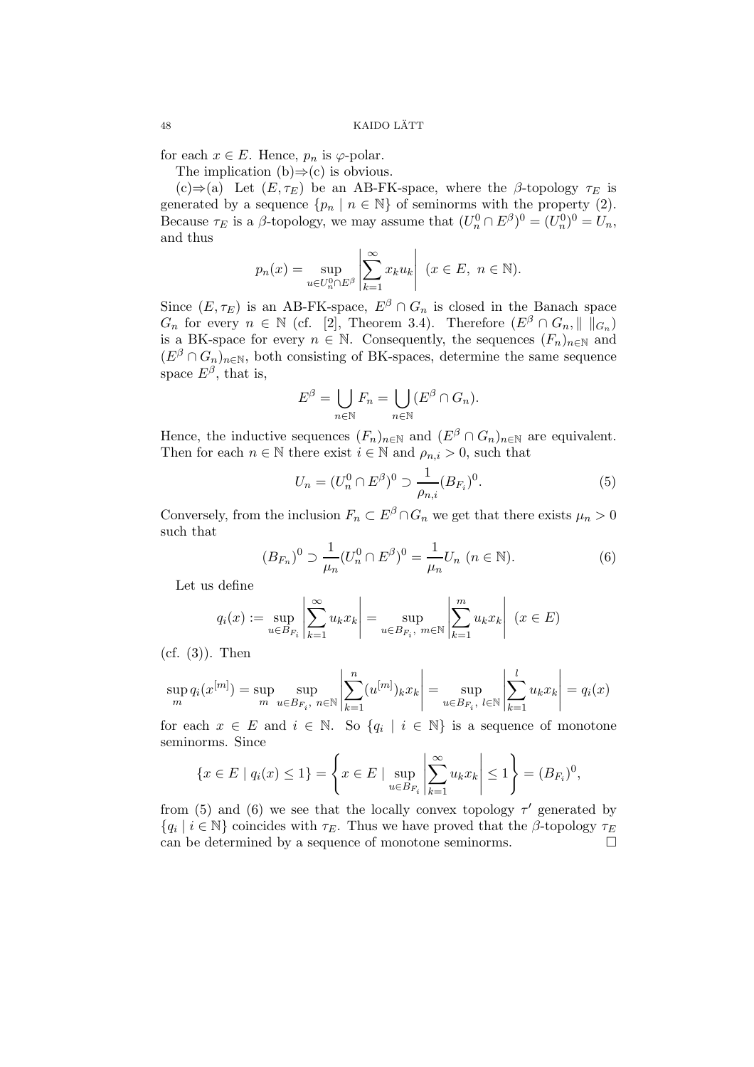for each $x \in E$. Hence, $p_n$ is $\varphi$-polar.

The implication (b)⇒(c) is obvious.

(c)⇒(a) Let $(E, \tau_E)$ be an AB-FK-space, where the $\beta$-topology $\tau_E$ is generated by a sequence $\{p_n \mid n \in \mathbb{N}\}$ of seminorms with the property (2). Because $\tau_E$ is a $\beta$-topology, we may assume that $(U_n^0 \cap E^\beta)^0 = (U_n^0)^0 = U_n$, and thus

$$p_n(x) = \sup_{u \in U_n^0 \cap E^\beta} \left| \sum_{k=1}^{\infty} x_k u_k \right| \;\; (x \in E,\; n \in \mathbb{N}).$$

Since $(E, \tau_E)$ is an AB-FK-space, $E^\beta \cap G_n$ is closed in the Banach space $G_n$ for every $n \in \mathbb{N}$ (cf. [2], Theorem 3.4). Therefore $(E^\beta \cap G_n, \| \; \|_{G_n})$ is a BK-space for every $n \in \mathbb{N}$. Consequently, the sequences $(F_n)_{n\in\mathbb{N}}$ and $(E^\beta \cap G_n)_{n\in\mathbb{N}}$, both consisting of BK-spaces, determine the same sequence space $E^\beta$, that is,

$$E^\beta = \bigcup_{n\in\mathbb{N}} F_n = \bigcup_{n\in\mathbb{N}} (E^\beta \cap G_n).$$

Hence, the inductive sequences $(F_n)_{n\in\mathbb{N}}$ and $(E^\beta \cap G_n)_{n\in\mathbb{N}}$ are equivalent. Then for each $n \in \mathbb{N}$ there exist $i \in \mathbb{N}$ and $\rho_{n,i} > 0$, such that

$$U_n = (U_n^0 \cap E^\beta)^0 \supset \frac{1}{\rho_{n,i}} (B_{F_i})^0. \tag{5}$$

Conversely, from the inclusion $F_n \subset E^\beta \cap G_n$ we get that there exists $\mu_n > 0$ such that

$$(B_{F_n})^0 \supset \frac{1}{\mu_n} (U_n^0 \cap E^\beta)^0 = \frac{1}{\mu_n} U_n \;\; (n \in \mathbb{N}). \tag{6}$$

Let us define

$$q_i(x) := \sup_{u \in B_{F_i}} \left| \sum_{k=1}^{\infty} u_k x_k \right| = \sup_{u \in B_{F_i},\; m \in \mathbb{N}} \left| \sum_{k=1}^{m} u_k x_k \right| \;\; (x \in E)$$

(cf. (3)). Then

$$\sup_m q_i(x^{[m]}) = \sup_m \sup_{u \in B_{F_i},\; n \in \mathbb{N}} \left| \sum_{k=1}^{n} (u^{[m]})_k x_k \right| = \sup_{u \in B_{F_i},\; l \in \mathbb{N}} \left| \sum_{k=1}^{l} u_k x_k \right| = q_i(x)$$

for each $x \in E$ and $i \in \mathbb{N}$. So $\{q_i \mid i \in \mathbb{N}\}$ is a sequence of monotone seminorms. Since

$$\{x \in E \mid q_i(x) \le 1\} = \left\{ x \in E \mid \sup_{u \in B_{F_i}} \left| \sum_{k=1}^{\infty} u_k x_k \right| \le 1 \right\} = (B_{F_i})^0,$$

from (5) and (6) we see that the locally convex topology $\tau'$ generated by $\{q_i \mid i \in \mathbb{N}\}$ coincides with $\tau_E$. Thus we have proved that the $\beta$-topology $\tau_E$ can be determined by a sequence of monotone seminorms. □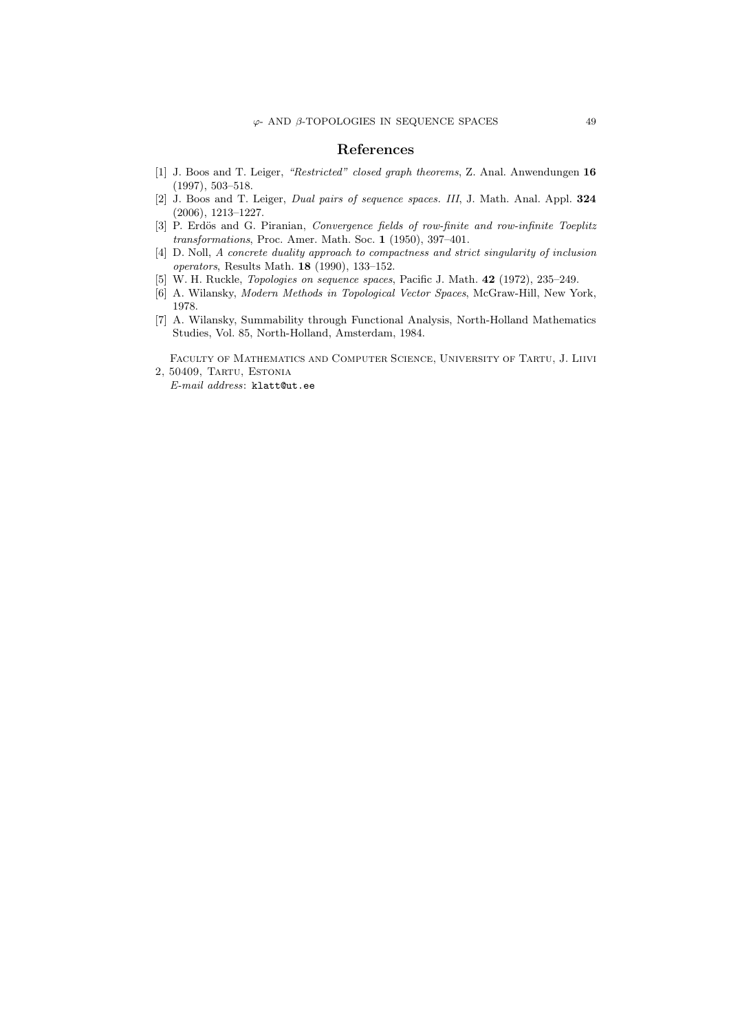## References

[1] J. Boos and T. Leiger, *"Restricted" closed graph theorems*, Z. Anal. Anwendungen **16** (1997), 503–518.

[2] J. Boos and T. Leiger, *Dual pairs of sequence spaces. III*, J. Math. Anal. Appl. **324** (2006), 1213–1227.

[3] P. Erdös and G. Piranian, *Convergence fields of row-finite and row-infinite Toeplitz transformations*, Proc. Amer. Math. Soc. **1** (1950), 397–401.

[4] D. Noll, *A concrete duality approach to compactness and strict singularity of inclusion operators*, Results Math. **18** (1990), 133–152.

[5] W. H. Ruckle, *Topologies on sequence spaces*, Pacific J. Math. **42** (1972), 235–249.

[6] A. Wilansky, *Modern Methods in Topological Vector Spaces*, McGraw-Hill, New York, 1978.

[7] A. Wilansky, Summability through Functional Analysis, North-Holland Mathematics Studies, Vol. 85, North-Holland, Amsterdam, 1984.

Faculty of Mathematics and Computer Science, University of Tartu, J. Liivi 2, 50409, Tartu, Estonia

*E-mail address*: klatt@ut.ee